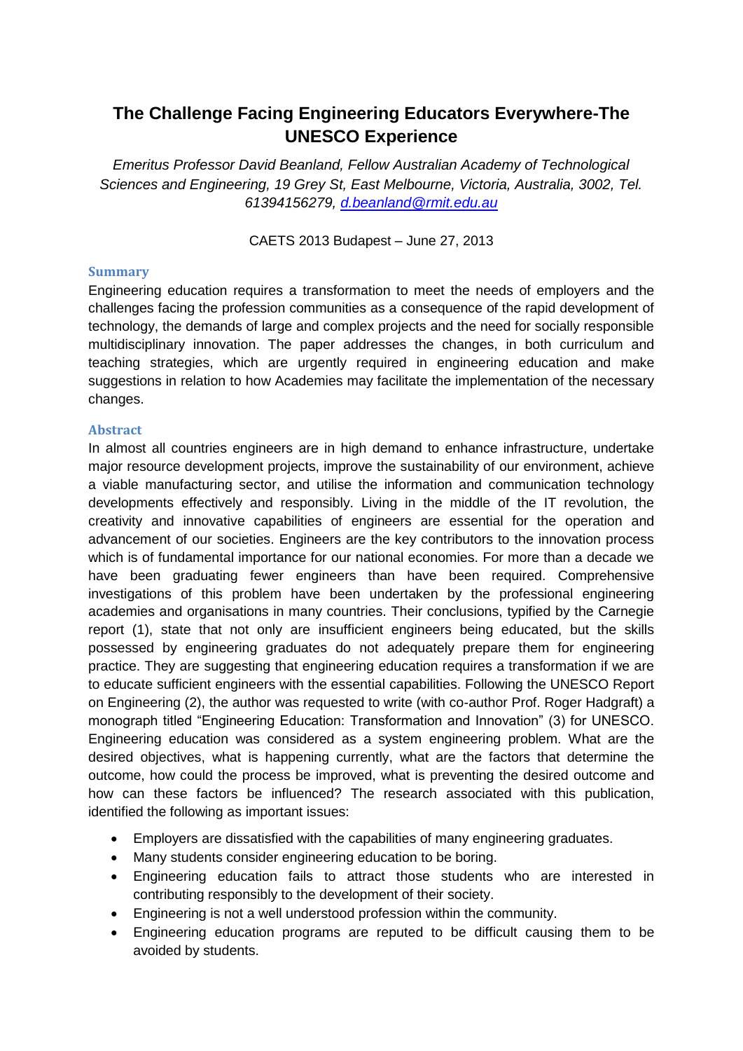# The Challenge Facing Engineering Educators Everywhere-The UNESCO Experience

*Emeritus Professor David Beanland, Fellow Australian Academy of Technological Sciences and Engineering, 19 Grey St, East Melbourne, Victoria, Australia, 3002, Tel. 61394156279, [d.beanland@rmit.edu.au](mailto:d.beanland@rmit.edu.au)*

CAETS 2013 Budapest – June 27, 2013

## Summary

Engineering education requires a transformation to meet the needs of employers and the challenges facing the profession communities as a consequence of the rapid development of technology, the demands of large and complex projects and the need for socially responsible multidisciplinary innovation. The paper addresses the changes, in both curriculum and teaching strategies, which are urgently required in engineering education and make suggestions in relation to how Academies may facilitate the implementation of the necessary changes.

## Abstract

In almost all countries engineers are in high demand to enhance infrastructure, undertake major resource development projects, improve the sustainability of our environment, achieve a viable manufacturing sector, and utilise the information and communication technology developments effectively and responsibly. Living in the middle of the IT revolution, the creativity and innovative capabilities of engineers are essential for the operation and advancement of our societies. Engineers are the key contributors to the innovation process which is of fundamental importance for our national economies. For more than a decade we have been graduating fewer engineers than have been required. Comprehensive investigations of this problem have been undertaken by the professional engineering academies and organisations in many countries. Their conclusions, typified by the Carnegie report (1), state that not only are insufficient engineers being educated, but the skills possessed by engineering graduates do not adequately prepare them for engineering practice. They are suggesting that engineering education requires a transformation if we are to educate sufficient engineers with the essential capabilities. Following the UNESCO Report on Engineering (2), the author was requested to write (with co-author Prof. Roger Hadgraft) a monograph titled "Engineering Education: Transformation and Innovation" (3) for UNESCO. Engineering education was considered as a system engineering problem. What are the desired objectives, what is happening currently, what are the factors that determine the outcome, how could the process be improved, what is preventing the desired outcome and how can these factors be influenced? The research associated with this publication, identified the following as important issues:

- Employers are dissatisfied with the capabilities of many engineering graduates.
- Many students consider engineering education to be boring.
- Engineering education fails to attract those students who are interested in contributing responsibly to the development of their society.
- Engineering is not a well understood profession within the community.
- Engineering education programs are reputed to be difficult causing them to be avoided by students.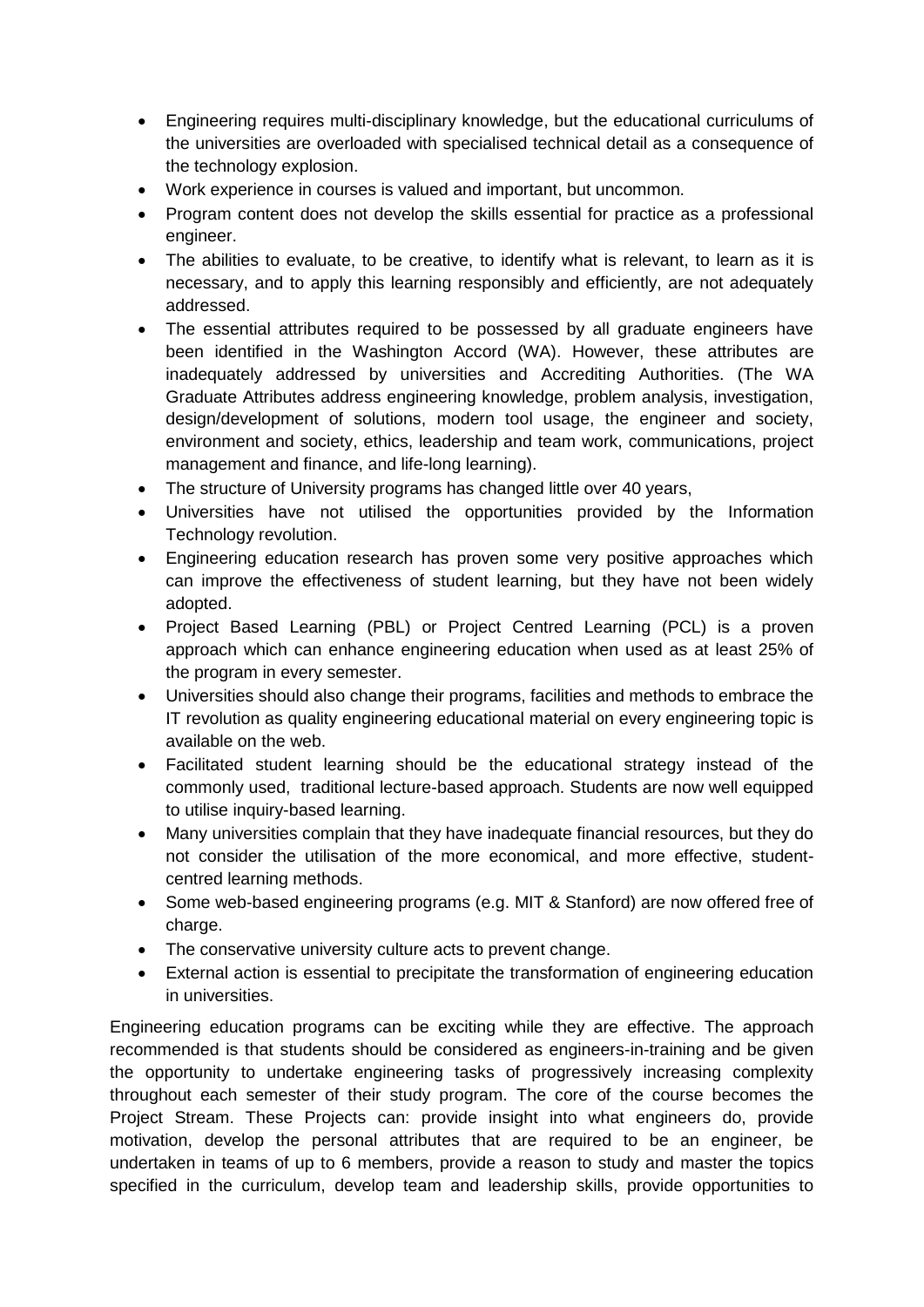- Engineering requires multi-disciplinary knowledge, but the educational curriculums of the universities are overloaded with specialised technical detail as a consequence of the technology explosion.
- Work experience in courses is valued and important, but uncommon.
- Program content does not develop the skills essential for practice as a professional engineer.
- The abilities to evaluate, to be creative, to identify what is relevant, to learn as it is necessary, and to apply this learning responsibly and efficiently, are not adequately addressed.
- The essential attributes required to be possessed by all graduate engineers have been identified in the Washington Accord (WA). However, these attributes are inadequately addressed by universities and Accrediting Authorities. (The WA Graduate Attributes address engineering knowledge, problem analysis, investigation, design/development of solutions, modern tool usage, the engineer and society, environment and society, ethics, leadership and team work, communications, project management and finance, and life-long learning).
- The structure of University programs has changed little over 40 years,
- Universities have not utilised the opportunities provided by the Information Technology revolution.
- Engineering education research has proven some very positive approaches which can improve the effectiveness of student learning, but they have not been widely adopted.
- Project Based Learning (PBL) or Project Centred Learning (PCL) is a proven approach which can enhance engineering education when used as at least 25% of the program in every semester.
- Universities should also change their programs, facilities and methods to embrace the IT revolution as quality engineering educational material on every engineering topic is available on the web.
- Facilitated student learning should be the educational strategy instead of the commonly used, traditional lecture-based approach. Students are now well equipped to utilise inquiry-based learning.
- Many universities complain that they have inadequate financial resources, but they do not consider the utilisation of the more economical, and more effective, student-centred learning methods.
- Some web-based engineering programs (e.g. MIT & Stanford) are now offered free of charge.
- The conservative university culture acts to prevent change.
- External action is essential to precipitate the transformation of engineering education in universities.

Engineering education programs can be exciting while they are effective. The approach recommended is that students should be considered as engineers-in-training and be given the opportunity to undertake engineering tasks of progressively increasing complexity throughout each semester of their study program. The core of the course becomes the Project Stream. These Projects can: provide insight into what engineers do, provide motivation, develop the personal attributes that are required to be an engineer, be undertaken in teams of up to 6 members, provide a reason to study and master the topics specified in the curriculum, develop team and leadership skills, provide opportunities to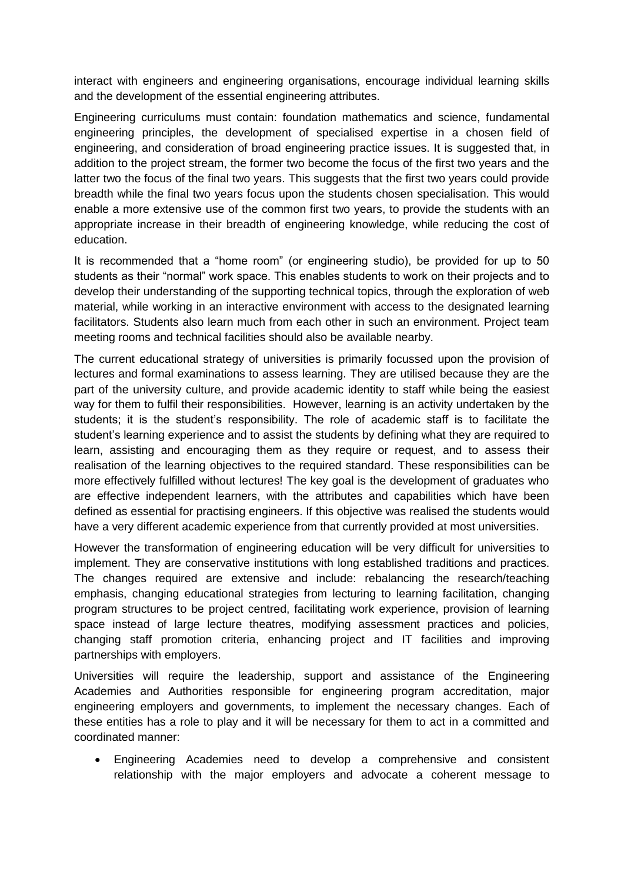interact with engineers and engineering organisations, encourage individual learning skills and the development of the essential engineering attributes.

Engineering curriculums must contain: foundation mathematics and science, fundamental engineering principles, the development of specialised expertise in a chosen field of engineering, and consideration of broad engineering practice issues. It is suggested that, in addition to the project stream, the former two become the focus of the first two years and the latter two the focus of the final two years. This suggests that the first two years could provide breadth while the final two years focus upon the students chosen specialisation. This would enable a more extensive use of the common first two years, to provide the students with an appropriate increase in their breadth of engineering knowledge, while reducing the cost of education.

It is recommended that a "home room" (or engineering studio), be provided for up to 50 students as their "normal" work space. This enables students to work on their projects and to develop their understanding of the supporting technical topics, through the exploration of web material, while working in an interactive environment with access to the designated learning facilitators. Students also learn much from each other in such an environment. Project team meeting rooms and technical facilities should also be available nearby.

The current educational strategy of universities is primarily focussed upon the provision of lectures and formal examinations to assess learning. They are utilised because they are the part of the university culture, and provide academic identity to staff while being the easiest way for them to fulfil their responsibilities. However, learning is an activity undertaken by the students; it is the student's responsibility. The role of academic staff is to facilitate the student's learning experience and to assist the students by defining what they are required to learn, assisting and encouraging them as they require or request, and to assess their realisation of the learning objectives to the required standard. These responsibilities can be more effectively fulfilled without lectures! The key goal is the development of graduates who are effective independent learners, with the attributes and capabilities which have been defined as essential for practising engineers. If this objective was realised the students would have a very different academic experience from that currently provided at most universities.

However the transformation of engineering education will be very difficult for universities to implement. They are conservative institutions with long established traditions and practices. The changes required are extensive and include: rebalancing the research/teaching emphasis, changing educational strategies from lecturing to learning facilitation, changing program structures to be project centred, facilitating work experience, provision of learning space instead of large lecture theatres, modifying assessment practices and policies, changing staff promotion criteria, enhancing project and IT facilities and improving partnerships with employers.

Universities will require the leadership, support and assistance of the Engineering Academies and Authorities responsible for engineering program accreditation, major engineering employers and governments, to implement the necessary changes. Each of these entities has a role to play and it will be necessary for them to act in a committed and coordinated manner:

- Engineering Academies need to develop a comprehensive and consistent relationship with the major employers and advocate a coherent message to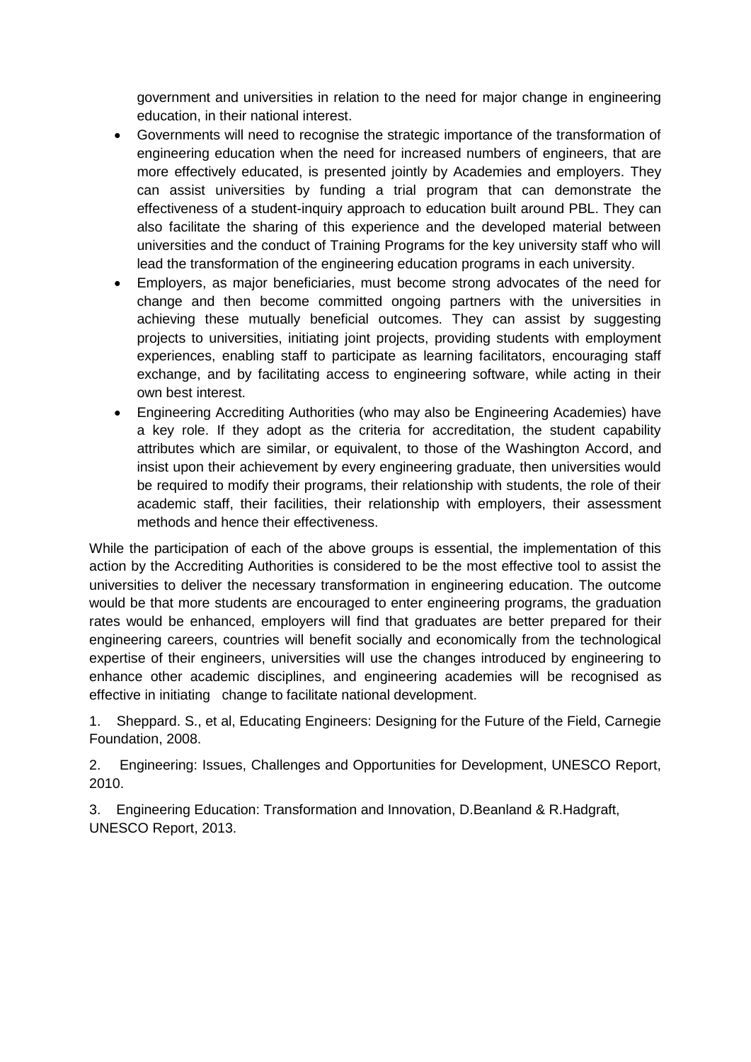government and universities in relation to the need for major change in engineering education, in their national interest.

- Governments will need to recognise the strategic importance of the transformation of engineering education when the need for increased numbers of engineers, that are more effectively educated, is presented jointly by Academies and employers. They can assist universities by funding a trial program that can demonstrate the effectiveness of a student-inquiry approach to education built around PBL. They can also facilitate the sharing of this experience and the developed material between universities and the conduct of Training Programs for the key university staff who will lead the transformation of the engineering education programs in each university.
- Employers, as major beneficiaries, must become strong advocates of the need for change and then become committed ongoing partners with the universities in achieving these mutually beneficial outcomes. They can assist by suggesting projects to universities, initiating joint projects, providing students with employment experiences, enabling staff to participate as learning facilitators, encouraging staff exchange, and by facilitating access to engineering software, while acting in their own best interest.
- Engineering Accrediting Authorities (who may also be Engineering Academies) have a key role. If they adopt as the criteria for accreditation, the student capability attributes which are similar, or equivalent, to those of the Washington Accord, and insist upon their achievement by every engineering graduate, then universities would be required to modify their programs, their relationship with students, the role of their academic staff, their facilities, their relationship with employers, their assessment methods and hence their effectiveness.

While the participation of each of the above groups is essential, the implementation of this action by the Accrediting Authorities is considered to be the most effective tool to assist the universities to deliver the necessary transformation in engineering education. The outcome would be that more students are encouraged to enter engineering programs, the graduation rates would be enhanced, employers will find that graduates are better prepared for their engineering careers, countries will benefit socially and economically from the technological expertise of their engineers, universities will use the changes introduced by engineering to enhance other academic disciplines, and engineering academies will be recognised as effective in initiating change to facilitate national development.

1. Sheppard. S., et al, Educating Engineers: Designing for the Future of the Field, Carnegie Foundation, 2008.

2. Engineering: Issues, Challenges and Opportunities for Development, UNESCO Report, 2010.

3. Engineering Education: Transformation and Innovation, D.Beanland & R.Hadgraft, UNESCO Report, 2013.